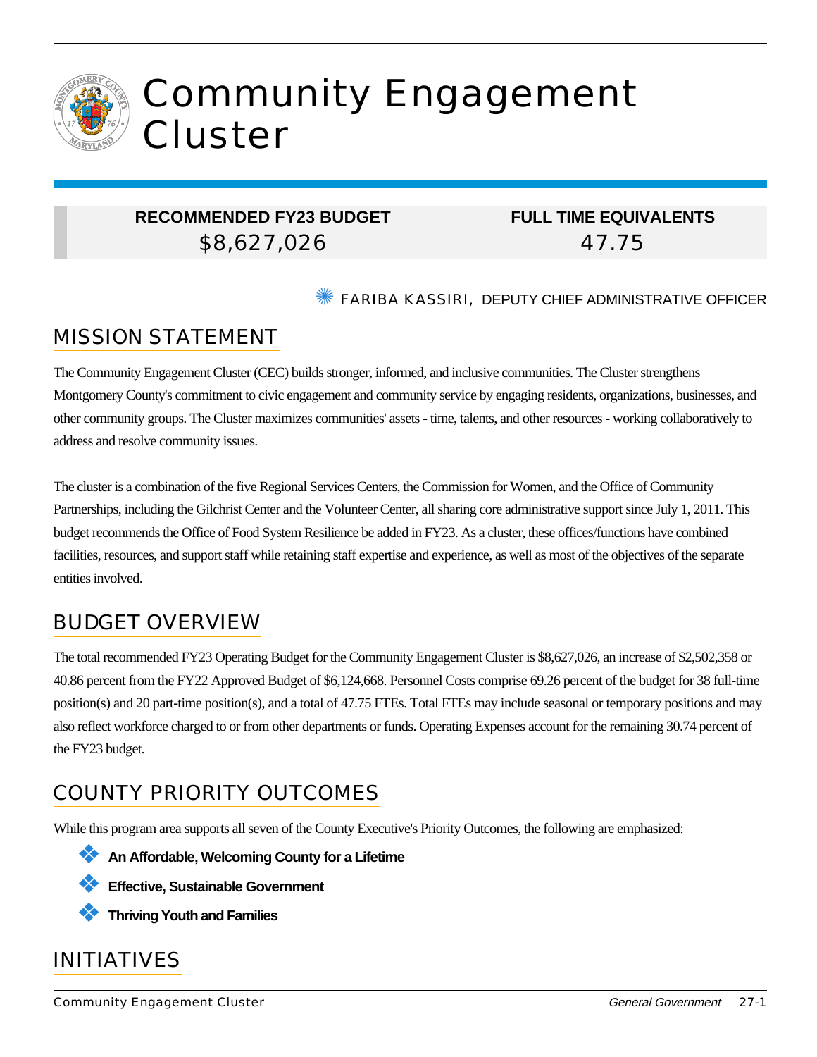# Community Engagement Cluster

| RECOMMENDED FY23 BUDGET | FULL TIME EQUIVALENTS |
|---|---|
| $8,627,026 | 47.75 |

FARIBA KASSIRI, DEPUTY CHIEF ADMINISTRATIVE OFFICER

## MISSION STATEMENT

The Community Engagement Cluster (CEC) builds stronger, informed, and inclusive communities. The Cluster strengthens Montgomery County's commitment to civic engagement and community service by engaging residents, organizations, businesses, and other community groups. The Cluster maximizes communities' assets - time, talents, and other resources - working collaboratively to address and resolve community issues.

The cluster is a combination of the five Regional Services Centers, the Commission for Women, and the Office of Community Partnerships, including the Gilchrist Center and the Volunteer Center, all sharing core administrative support since July 1, 2011. This budget recommends the Office of Food System Resilience be added in FY23. As a cluster, these offices/functions have combined facilities, resources, and support staff while retaining staff expertise and experience, as well as most of the objectives of the separate entities involved.

## BUDGET OVERVIEW

The total recommended FY23 Operating Budget for the Community Engagement Cluster is $8,627,026, an increase of $2,502,358 or 40.86 percent from the FY22 Approved Budget of $6,124,668. Personnel Costs comprise 69.26 percent of the budget for 38 full-time position(s) and 20 part-time position(s), and a total of 47.75 FTEs. Total FTEs may include seasonal or temporary positions and may also reflect workforce charged to or from other departments or funds. Operating Expenses account for the remaining 30.74 percent of the FY23 budget.

## COUNTY PRIORITY OUTCOMES

While this program area supports all seven of the County Executive's Priority Outcomes, the following are emphasized:

- **An Affordable, Welcoming County for a Lifetime**
- **Effective, Sustainable Government**
- **Thriving Youth and Families**

## INITIATIVES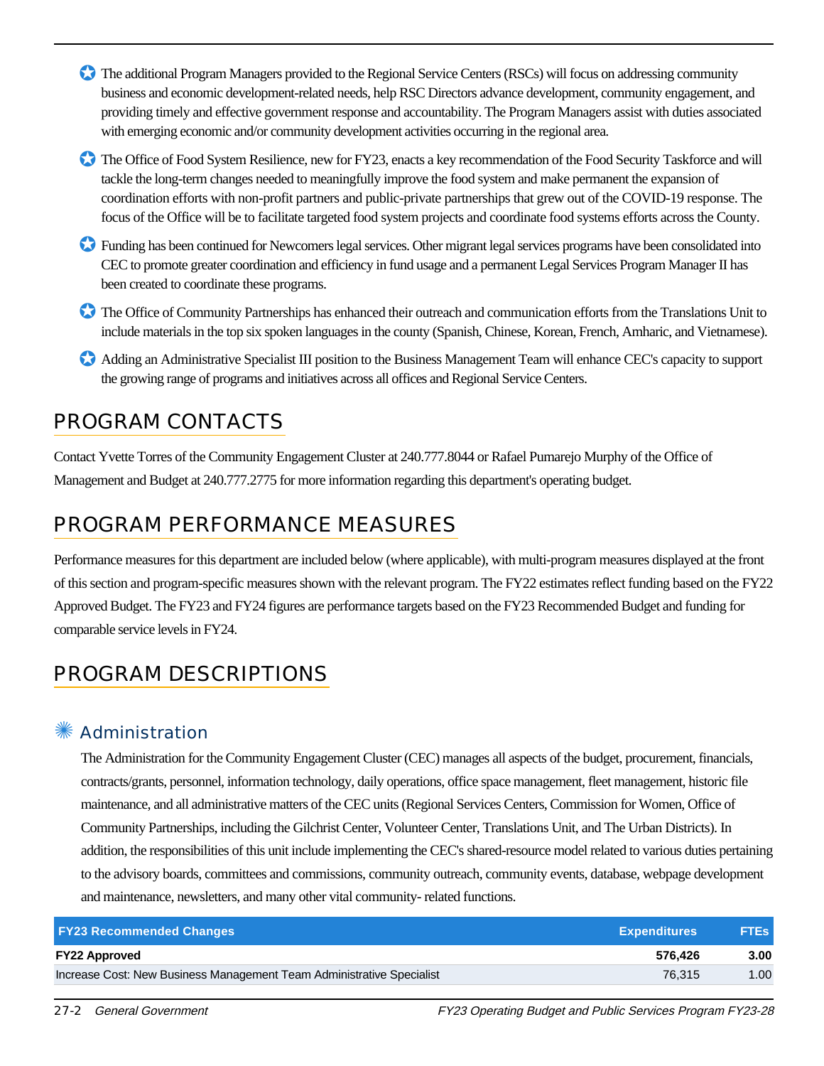- The additional Program Managers provided to the Regional Service Centers (RSCs) will focus on addressing community business and economic development-related needs, help RSC Directors advance development, community engagement, and providing timely and effective government response and accountability. The Program Managers assist with duties associated with emerging economic and/or community development activities occurring in the regional area.

- The Office of Food System Resilience, new for FY23, enacts a key recommendation of the Food Security Taskforce and will tackle the long-term changes needed to meaningfully improve the food system and make permanent the expansion of coordination efforts with non-profit partners and public-private partnerships that grew out of the COVID-19 response. The focus of the Office will be to facilitate targeted food system projects and coordinate food systems efforts across the County.

- Funding has been continued for Newcomers legal services. Other migrant legal services programs have been consolidated into CEC to promote greater coordination and efficiency in fund usage and a permanent Legal Services Program Manager II has been created to coordinate these programs.

- The Office of Community Partnerships has enhanced their outreach and communication efforts from the Translations Unit to include materials in the top six spoken languages in the county (Spanish, Chinese, Korean, French, Amharic, and Vietnamese).

- Adding an Administrative Specialist III position to the Business Management Team will enhance CEC's capacity to support the growing range of programs and initiatives across all offices and Regional Service Centers.

## PROGRAM CONTACTS

Contact Yvette Torres of the Community Engagement Cluster at 240.777.8044 or Rafael Pumarejo Murphy of the Office of Management and Budget at 240.777.2775 for more information regarding this department's operating budget.

## PROGRAM PERFORMANCE MEASURES

Performance measures for this department are included below (where applicable), with multi-program measures displayed at the front of this section and program-specific measures shown with the relevant program. The FY22 estimates reflect funding based on the FY22 Approved Budget. The FY23 and FY24 figures are performance targets based on the FY23 Recommended Budget and funding for comparable service levels in FY24.

## PROGRAM DESCRIPTIONS

### Administration

The Administration for the Community Engagement Cluster (CEC) manages all aspects of the budget, procurement, financials, contracts/grants, personnel, information technology, daily operations, office space management, fleet management, historic file maintenance, and all administrative matters of the CEC units (Regional Services Centers, Commission for Women, Office of Community Partnerships, including the Gilchrist Center, Volunteer Center, Translations Unit, and The Urban Districts). In addition, the responsibilities of this unit include implementing the CEC's shared-resource model related to various duties pertaining to the advisory boards, committees and commissions, community outreach, community events, database, webpage development and maintenance, newsletters, and many other vital community- related functions.

| FY23 Recommended Changes | Expenditures | FTEs |
|---|---|---|
| **FY22 Approved** | **576,426** | **3.00** |
| Increase Cost: New Business Management Team Administrative Specialist | 76,315 | 1.00 |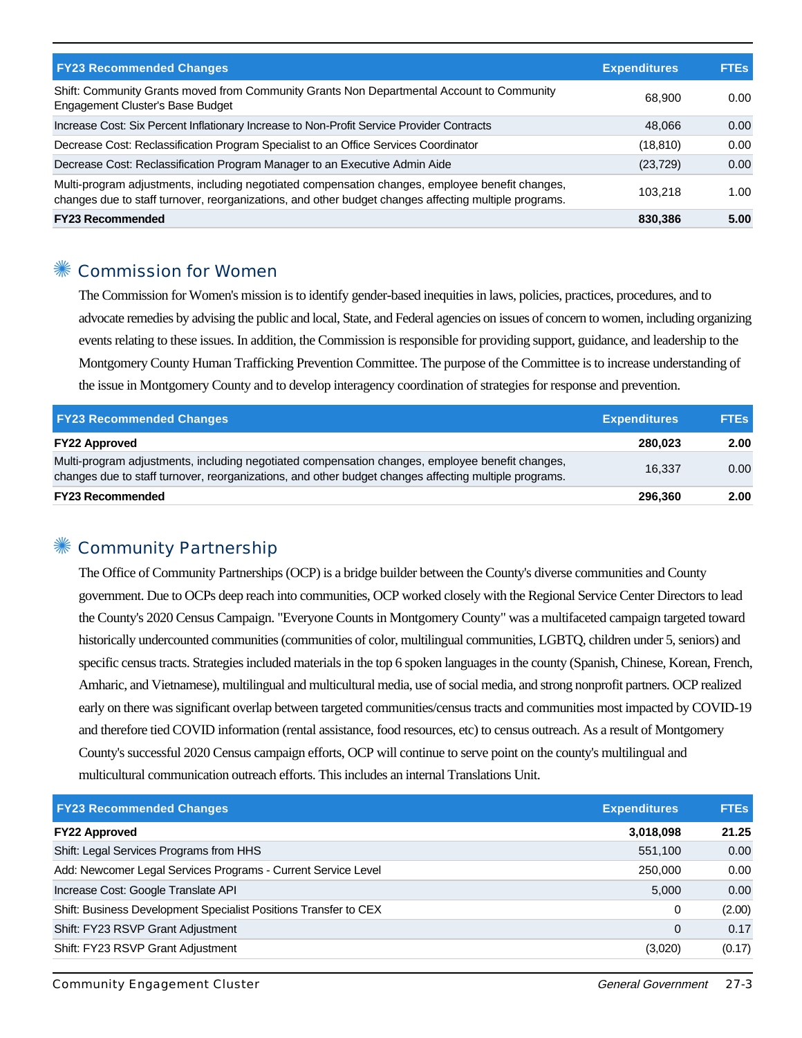| FY23 Recommended Changes | Expenditures | FTEs |
|---|---|---|
| Shift: Community Grants moved from Community Grants Non Departmental Account to Community Engagement Cluster's Base Budget | 68,900 | 0.00 |
| Increase Cost: Six Percent Inflationary Increase to Non-Profit Service Provider Contracts | 48,066 | 0.00 |
| Decrease Cost: Reclassification Program Specialist to an Office Services Coordinator | (18,810) | 0.00 |
| Decrease Cost: Reclassification Program Manager to an Executive Admin Aide | (23,729) | 0.00 |
| Multi-program adjustments, including negotiated compensation changes, employee benefit changes, changes due to staff turnover, reorganizations, and other budget changes affecting multiple programs. | 103,218 | 1.00 |
| **FY23 Recommended** | **830,386** | **5.00** |

## Commission for Women

The Commission for Women's mission is to identify gender-based inequities in laws, policies, practices, procedures, and to advocate remedies by advising the public and local, State, and Federal agencies on issues of concern to women, including organizing events relating to these issues. In addition, the Commission is responsible for providing support, guidance, and leadership to the Montgomery County Human Trafficking Prevention Committee. The purpose of the Committee is to increase understanding of the issue in Montgomery County and to develop interagency coordination of strategies for response and prevention.

| FY23 Recommended Changes | Expenditures | FTEs |
|---|---|---|
| **FY22 Approved** | **280,023** | **2.00** |
| Multi-program adjustments, including negotiated compensation changes, employee benefit changes, changes due to staff turnover, reorganizations, and other budget changes affecting multiple programs. | 16,337 | 0.00 |
| **FY23 Recommended** | **296,360** | **2.00** |

## Community Partnership

The Office of Community Partnerships (OCP) is a bridge builder between the County's diverse communities and County government. Due to OCPs deep reach into communities, OCP worked closely with the Regional Service Center Directors to lead the County's 2020 Census Campaign. "Everyone Counts in Montgomery County" was a multifaceted campaign targeted toward historically undercounted communities (communities of color, multilingual communities, LGBTQ, children under 5, seniors) and specific census tracts. Strategies included materials in the top 6 spoken languages in the county (Spanish, Chinese, Korean, French, Amharic, and Vietnamese), multilingual and multicultural media, use of social media, and strong nonprofit partners. OCP realized early on there was significant overlap between targeted communities/census tracts and communities most impacted by COVID-19 and therefore tied COVID information (rental assistance, food resources, etc) to census outreach. As a result of Montgomery County's successful 2020 Census campaign efforts, OCP will continue to serve point on the county's multilingual and multicultural communication outreach efforts. This includes an internal Translations Unit.

| FY23 Recommended Changes | Expenditures | FTEs |
|---|---|---|
| **FY22 Approved** | **3,018,098** | **21.25** |
| Shift: Legal Services Programs from HHS | 551,100 | 0.00 |
| Add: Newcomer Legal Services Programs - Current Service Level | 250,000 | 0.00 |
| Increase Cost: Google Translate API | 5,000 | 0.00 |
| Shift: Business Development Specialist Positions Transfer to CEX | 0 | (2.00) |
| Shift: FY23 RSVP Grant Adjustment | 0 | 0.17 |
| Shift: FY23 RSVP Grant Adjustment | (3,020) | (0.17) |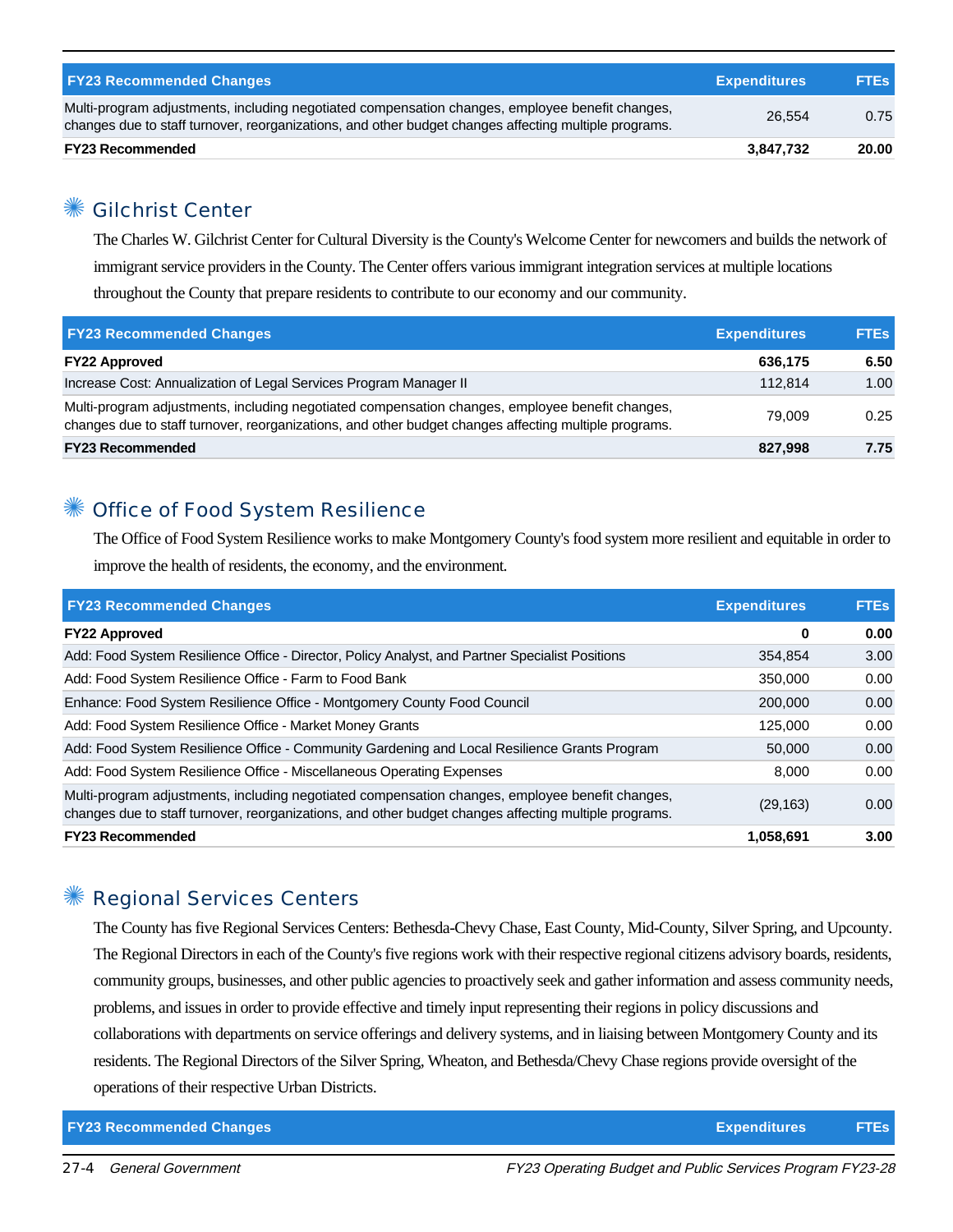| FY23 Recommended Changes | Expenditures | FTEs |
| --- | --- | --- |
| Multi-program adjustments, including negotiated compensation changes, employee benefit changes, changes due to staff turnover, reorganizations, and other budget changes affecting multiple programs. | 26,554 | 0.75 |
| **FY23 Recommended** | **3,847,732** | **20.00** |

## Gilchrist Center

The Charles W. Gilchrist Center for Cultural Diversity is the County's Welcome Center for newcomers and builds the network of immigrant service providers in the County. The Center offers various immigrant integration services at multiple locations throughout the County that prepare residents to contribute to our economy and our community.

| FY23 Recommended Changes | Expenditures | FTEs |
| --- | --- | --- |
| **FY22 Approved** | **636,175** | **6.50** |
| Increase Cost: Annualization of Legal Services Program Manager II | 112,814 | 1.00 |
| Multi-program adjustments, including negotiated compensation changes, employee benefit changes, changes due to staff turnover, reorganizations, and other budget changes affecting multiple programs. | 79,009 | 0.25 |
| **FY23 Recommended** | **827,998** | **7.75** |

## Office of Food System Resilience

The Office of Food System Resilience works to make Montgomery County's food system more resilient and equitable in order to improve the health of residents, the economy, and the environment.

| FY23 Recommended Changes | Expenditures | FTEs |
| --- | --- | --- |
| **FY22 Approved** | **0** | **0.00** |
| Add: Food System Resilience Office - Director, Policy Analyst, and Partner Specialist Positions | 354,854 | 3.00 |
| Add: Food System Resilience Office - Farm to Food Bank | 350,000 | 0.00 |
| Enhance: Food System Resilience Office - Montgomery County Food Council | 200,000 | 0.00 |
| Add: Food System Resilience Office - Market Money Grants | 125,000 | 0.00 |
| Add: Food System Resilience Office - Community Gardening and Local Resilience Grants Program | 50,000 | 0.00 |
| Add: Food System Resilience Office - Miscellaneous Operating Expenses | 8,000 | 0.00 |
| Multi-program adjustments, including negotiated compensation changes, employee benefit changes, changes due to staff turnover, reorganizations, and other budget changes affecting multiple programs. | (29,163) | 0.00 |
| **FY23 Recommended** | **1,058,691** | **3.00** |

## Regional Services Centers

The County has five Regional Services Centers: Bethesda-Chevy Chase, East County, Mid-County, Silver Spring, and Upcounty. The Regional Directors in each of the County's five regions work with their respective regional citizens advisory boards, residents, community groups, businesses, and other public agencies to proactively seek and gather information and assess community needs, problems, and issues in order to provide effective and timely input representing their regions in policy discussions and collaborations with departments on service offerings and delivery systems, and in liaising between Montgomery County and its residents. The Regional Directors of the Silver Spring, Wheaton, and Bethesda/Chevy Chase regions provide oversight of the operations of their respective Urban Districts.

| FY23 Recommended Changes | Expenditures | FTEs |
| --- | --- | --- |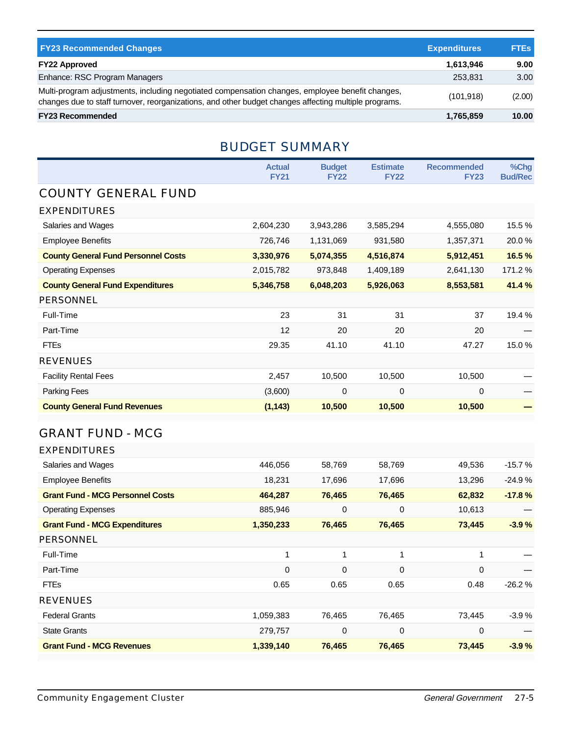| FY23 Recommended Changes | Expenditures | FTEs |
|---|---|---|
| **FY22 Approved** | **1,613,946** | **9.00** |
| Enhance: RSC Program Managers | 253,831 | 3.00 |
| Multi-program adjustments, including negotiated compensation changes, employee benefit changes, changes due to staff turnover, reorganizations, and other budget changes affecting multiple programs. | (101,918) | (2.00) |
| **FY23 Recommended** | **1,765,859** | **10.00** |

# BUDGET SUMMARY

| | Actual FY21 | Budget FY22 | Estimate FY22 | Recommended FY23 | %Chg Bud/Rec |
|---|---|---|---|---|---|
| **COUNTY GENERAL FUND** | | | | | |
| **EXPENDITURES** | | | | | |
| Salaries and Wages | 2,604,230 | 3,943,286 | 3,585,294 | 4,555,080 | 15.5 % |
| Employee Benefits | 726,746 | 1,131,069 | 931,580 | 1,357,371 | 20.0 % |
| **County General Fund Personnel Costs** | **3,330,976** | **5,074,355** | **4,516,874** | **5,912,451** | **16.5 %** |
| Operating Expenses | 2,015,782 | 973,848 | 1,409,189 | 2,641,130 | 171.2 % |
| **County General Fund Expenditures** | **5,346,758** | **6,048,203** | **5,926,063** | **8,553,581** | **41.4 %** |
| **PERSONNEL** | | | | | |
| Full-Time | 23 | 31 | 31 | 37 | 19.4 % |
| Part-Time | 12 | 20 | 20 | 20 | — |
| FTEs | 29.35 | 41.10 | 41.10 | 47.27 | 15.0 % |
| **REVENUES** | | | | | |
| Facility Rental Fees | 2,457 | 10,500 | 10,500 | 10,500 | — |
| Parking Fees | (3,600) | 0 | 0 | 0 | — |
| **County General Fund Revenues** | **(1,143)** | **10,500** | **10,500** | **10,500** | **—** |
| **GRANT FUND - MCG** | | | | | |
| **EXPENDITURES** | | | | | |
| Salaries and Wages | 446,056 | 58,769 | 58,769 | 49,536 | -15.7 % |
| Employee Benefits | 18,231 | 17,696 | 17,696 | 13,296 | -24.9 % |
| **Grant Fund - MCG Personnel Costs** | **464,287** | **76,465** | **76,465** | **62,832** | **-17.8 %** |
| Operating Expenses | 885,946 | 0 | 0 | 10,613 | — |
| **Grant Fund - MCG Expenditures** | **1,350,233** | **76,465** | **76,465** | **73,445** | **-3.9 %** |
| **PERSONNEL** | | | | | |
| Full-Time | 1 | 1 | 1 | 1 | — |
| Part-Time | 0 | 0 | 0 | 0 | — |
| FTEs | 0.65 | 0.65 | 0.65 | 0.48 | -26.2 % |
| **REVENUES** | | | | | |
| Federal Grants | 1,059,383 | 76,465 | 76,465 | 73,445 | -3.9 % |
| State Grants | 279,757 | 0 | 0 | 0 | — |
| **Grant Fund - MCG Revenues** | **1,339,140** | **76,465** | **76,465** | **73,445** | **-3.9 %** |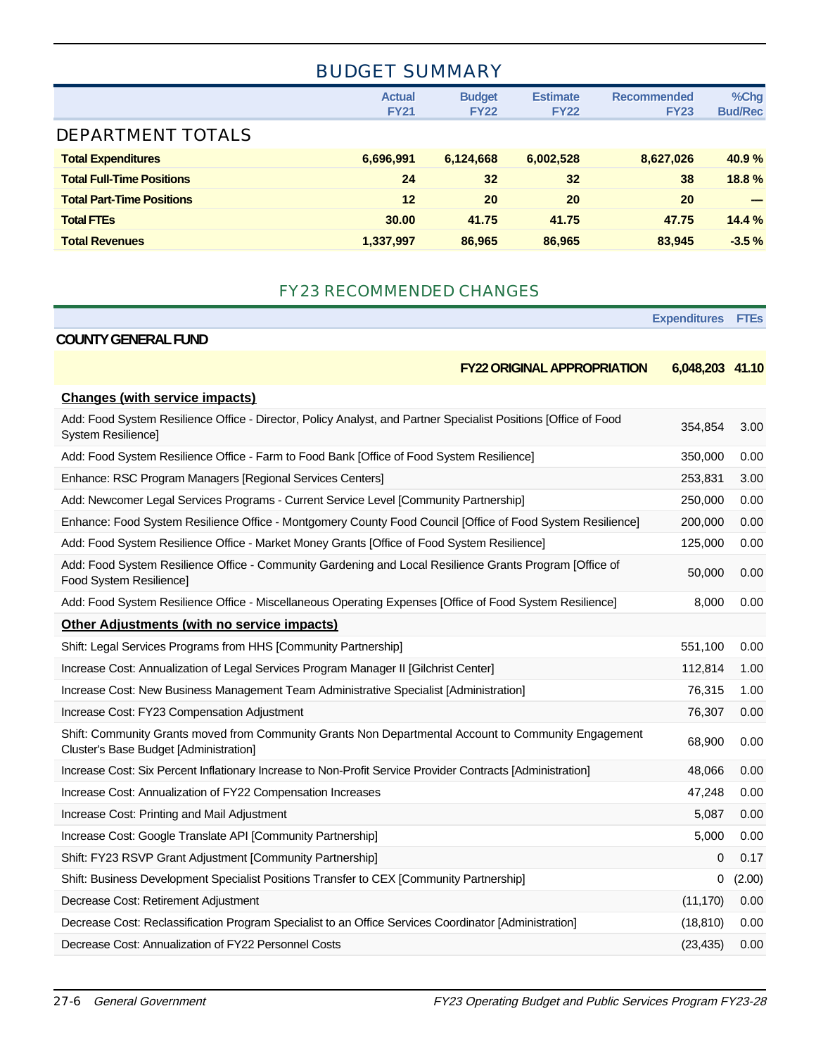# BUDGET SUMMARY

| | Actual FY21 | Budget FY22 | Estimate FY22 | Recommended FY23 | %Chg Bud/Rec |
|---|---|---|---|---|---|
| **DEPARTMENT TOTALS** | | | | | |
| **Total Expenditures** | **6,696,991** | **6,124,668** | **6,002,528** | **8,627,026** | **40.9 %** |
| **Total Full-Time Positions** | **24** | **32** | **32** | **38** | **18.8 %** |
| **Total Part-Time Positions** | **12** | **20** | **20** | **20** | **—** |
| **Total FTEs** | **30.00** | **41.75** | **41.75** | **47.75** | **14.4 %** |
| **Total Revenues** | **1,337,997** | **86,965** | **86,965** | **83,945** | **-3.5 %** |

## FY23 RECOMMENDED CHANGES

| | Expenditures | FTEs |
|---|---|---|
| **COUNTY GENERAL FUND** | | |
| **FY22 ORIGINAL APPROPRIATION** | **6,048,203** | **41.10** |
| **Changes (with service impacts)** | | |
| Add: Food System Resilience Office - Director, Policy Analyst, and Partner Specialist Positions [Office of Food System Resilience] | 354,854 | 3.00 |
| Add: Food System Resilience Office - Farm to Food Bank [Office of Food System Resilience] | 350,000 | 0.00 |
| Enhance: RSC Program Managers [Regional Services Centers] | 253,831 | 3.00 |
| Add: Newcomer Legal Services Programs - Current Service Level [Community Partnership] | 250,000 | 0.00 |
| Enhance: Food System Resilience Office - Montgomery County Food Council [Office of Food System Resilience] | 200,000 | 0.00 |
| Add: Food System Resilience Office - Market Money Grants [Office of Food System Resilience] | 125,000 | 0.00 |
| Add: Food System Resilience Office - Community Gardening and Local Resilience Grants Program [Office of Food System Resilience] | 50,000 | 0.00 |
| Add: Food System Resilience Office - Miscellaneous Operating Expenses [Office of Food System Resilience] | 8,000 | 0.00 |
| **Other Adjustments (with no service impacts)** | | |
| Shift: Legal Services Programs from HHS [Community Partnership] | 551,100 | 0.00 |
| Increase Cost: Annualization of Legal Services Program Manager II [Gilchrist Center] | 112,814 | 1.00 |
| Increase Cost: New Business Management Team Administrative Specialist [Administration] | 76,315 | 1.00 |
| Increase Cost: FY23 Compensation Adjustment | 76,307 | 0.00 |
| Shift: Community Grants moved from Community Grants Non Departmental Account to Community Engagement Cluster's Base Budget [Administration] | 68,900 | 0.00 |
| Increase Cost: Six Percent Inflationary Increase to Non-Profit Service Provider Contracts [Administration] | 48,066 | 0.00 |
| Increase Cost: Annualization of FY22 Compensation Increases | 47,248 | 0.00 |
| Increase Cost: Printing and Mail Adjustment | 5,087 | 0.00 |
| Increase Cost: Google Translate API [Community Partnership] | 5,000 | 0.00 |
| Shift: FY23 RSVP Grant Adjustment [Community Partnership] | 0 | 0.17 |
| Shift: Business Development Specialist Positions Transfer to CEX [Community Partnership] | 0 | (2.00) |
| Decrease Cost: Retirement Adjustment | (11,170) | 0.00 |
| Decrease Cost: Reclassification Program Specialist to an Office Services Coordinator [Administration] | (18,810) | 0.00 |
| Decrease Cost: Annualization of FY22 Personnel Costs | (23,435) | 0.00 |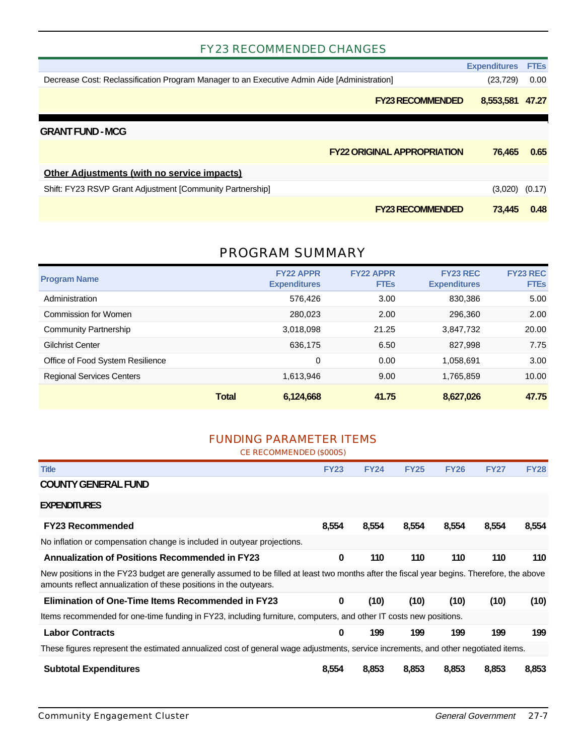## FY23 RECOMMENDED CHANGES

| | Expenditures | FTEs |
|---|---|---|
| Decrease Cost: Reclassification Program Manager to an Executive Admin Aide [Administration] | (23,729) | 0.00 |
| **FY23 RECOMMENDED** | **8,553,581** | **47.27** |

### GRANT FUND - MCG

| | Expenditures | FTEs |
|---|---|---|
| **FY22 ORIGINAL APPROPRIATION** | **76,465** | **0.65** |
| **Other Adjustments (with no service impacts)** | | |
| Shift: FY23 RSVP Grant Adjustment [Community Partnership] | (3,020) | (0.17) |
| **FY23 RECOMMENDED** | **73,445** | **0.48** |

## PROGRAM SUMMARY

| Program Name | FY22 APPR Expenditures | FY22 APPR FTEs | FY23 REC Expenditures | FY23 REC FTEs |
|---|---|---|---|---|
| Administration | 576,426 | 3.00 | 830,386 | 5.00 |
| Commission for Women | 280,023 | 2.00 | 296,360 | 2.00 |
| Community Partnership | 3,018,098 | 21.25 | 3,847,732 | 20.00 |
| Gilchrist Center | 636,175 | 6.50 | 827,998 | 7.75 |
| Office of Food System Resilience | 0 | 0.00 | 1,058,691 | 3.00 |
| Regional Services Centers | 1,613,946 | 9.00 | 1,765,859 | 10.00 |
| **Total** | **6,124,668** | **41.75** | **8,627,026** | **47.75** |

## FUNDING PARAMETER ITEMS

CE RECOMMENDED ($000S)

| Title | FY23 | FY24 | FY25 | FY26 | FY27 | FY28 |
|---|---|---|---|---|---|---|
| **COUNTY GENERAL FUND** | | | | | | |
| **EXPENDITURES** | | | | | | |
| **FY23 Recommended** | **8,554** | **8,554** | **8,554** | **8,554** | **8,554** | **8,554** |
| No inflation or compensation change is included in outyear projections. | | | | | | |
| **Annualization of Positions Recommended in FY23** | **0** | **110** | **110** | **110** | **110** | **110** |
| New positions in the FY23 budget are generally assumed to be filled at least two months after the fiscal year begins. Therefore, the above amounts reflect annualization of these positions in the outyears. | | | | | | |
| **Elimination of One-Time Items Recommended in FY23** | **0** | **(10)** | **(10)** | **(10)** | **(10)** | **(10)** |
| Items recommended for one-time funding in FY23, including furniture, computers, and other IT costs new positions. | | | | | | |
| **Labor Contracts** | **0** | **199** | **199** | **199** | **199** | **199** |
| These figures represent the estimated annualized cost of general wage adjustments, service increments, and other negotiated items. | | | | | | |
| **Subtotal Expenditures** | **8,554** | **8,853** | **8,853** | **8,853** | **8,853** | **8,853** |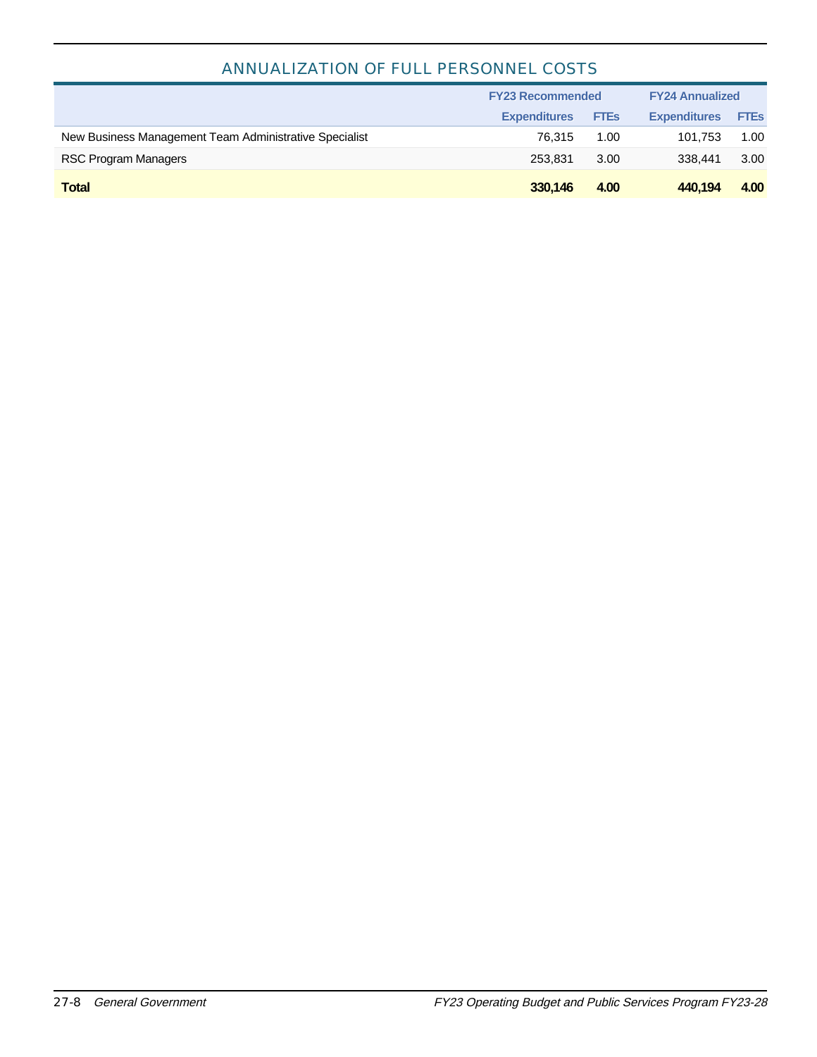## ANNUALIZATION OF FULL PERSONNEL COSTS

| | FY23 Recommended | | FY24 Annualized | |
|---|---|---|---|---|
| | Expenditures | FTEs | Expenditures | FTEs |
| New Business Management Team Administrative Specialist | 76,315 | 1.00 | 101,753 | 1.00 |
| RSC Program Managers | 253,831 | 3.00 | 338,441 | 3.00 |
| **Total** | **330,146** | **4.00** | **440,194** | **4.00** |